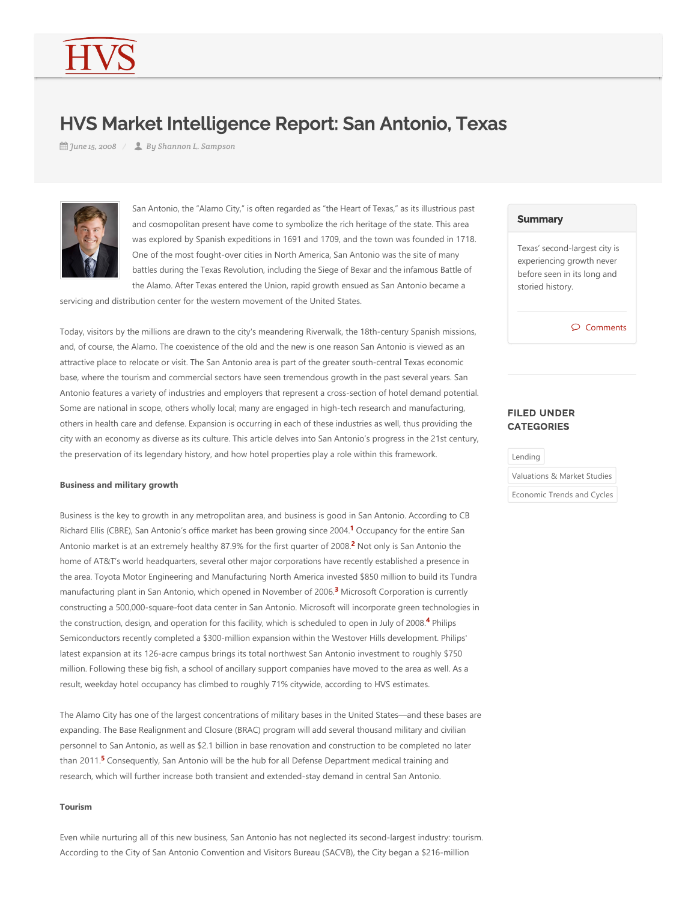# HVS Market Intelligence Report: San Antonio, Texas

*June 15, 2008 / By Shannon L. Sampson*

San Antonio, the "Alamo City," is often regarded as "the Heart of Texas," as its illustrious past and cosmopolitan present have come to symbolize the rich heritage of the state. This area was explored by Spanish expeditions in 1691 and 1709, and the town was founded in 1718. One of the most fought-over cities in North America, San Antonio was the site of many battles during the Texas Revolution, including the Siege of Bexar and the infamous Battle of the Alamo. After Texas entered the Union, rapid growth ensued as San Antonio became a servicing and distribution center for the western movement of the United States.

Today, visitors by the millions are drawn to the city's meandering Riverwalk, the 18th-century Spanish missions, and, of course, the Alamo. The coexistence of the old and the new is one reason San Antonio is viewed as an attractive place to relocate or visit. The San Antonio area is part of the greater south-central Texas economic base, where the tourism and commercial sectors have seen tremendous growth in the past several years. San Antonio features a variety of industries and employers that represent a cross-section of hotel demand potential. Some are national in scope, others wholly local; many are engaged in high-tech research and manufacturing, others in health care and defense. Expansion is occurring in each of these industries as well, thus providing the city with an economy as diverse as its culture. This article delves into San Antonio's progress in the 21st century, the preservation of its legendary history, and how hotel properties play a role within this framework.

**Business and military growth**

Business is the key to growth in any metropolitan area, and business is good in San Antonio. According to CB Richard Ellis (CBRE), San Antonio's office market has been growing since 2004.[1] Occupancy for the entire San Antonio market is at an extremely healthy 87.9% for the first quarter of 2008.[2] Not only is San Antonio the home of AT&T's world headquarters, several other major corporations have recently established a presence in the area. Toyota Motor Engineering and Manufacturing North America invested $850 million to build its Tundra manufacturing plant in San Antonio, which opened in November of 2006.[3] Microsoft Corporation is currently constructing a 500,000-square-foot data center in San Antonio. Microsoft will incorporate green technologies in the construction, design, and operation for this facility, which is scheduled to open in July of 2008.[4] Philips Semiconductors recently completed a $300-million expansion within the Westover Hills development. Philips' latest expansion at its 126-acre campus brings its total northwest San Antonio investment to roughly $750 million. Following these big fish, a school of ancillary support companies have moved to the area as well. As a result, weekday hotel occupancy has climbed to roughly 71% citywide, according to HVS estimates.

The Alamo City has one of the largest concentrations of military bases in the United States—and these bases are expanding. The Base Realignment and Closure (BRAC) program will add several thousand military and civilian personnel to San Antonio, as well as $2.1 billion in base renovation and construction to be completed no later than 2011.[5] Consequently, San Antonio will be the hub for all Defense Department medical training and research, which will further increase both transient and extended-stay demand in central San Antonio.

**Tourism**

Even while nurturing all of this new business, San Antonio has not neglected its second-largest industry: tourism. According to the City of San Antonio Convention and Visitors Bureau (SACVB), the City began a $216-million

## Summary

Texas' second-largest city is experiencing growth never before seen in its long and storied history.

Comments

## FILED UNDER CATEGORIES

- Lending
- Valuations & Market Studies
- Economic Trends and Cycles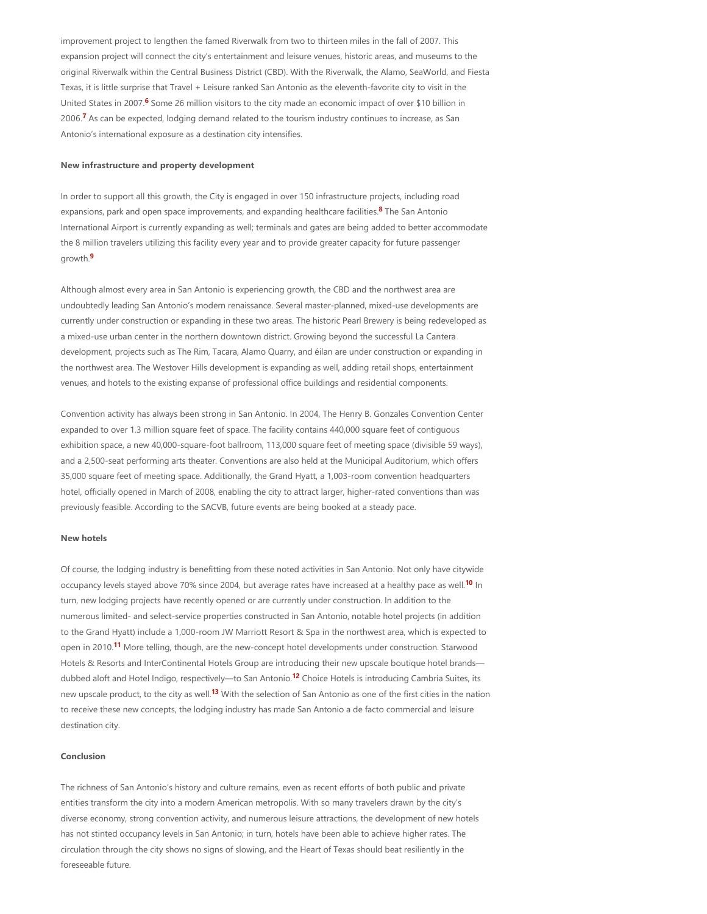improvement project to lengthen the famed Riverwalk from two to thirteen miles in the fall of 2007. This expansion project will connect the city's entertainment and leisure venues, historic areas, and museums to the original Riverwalk within the Central Business District (CBD). With the Riverwalk, the Alamo, SeaWorld, and Fiesta Texas, it is little surprise that Travel + Leisure ranked San Antonio as the eleventh-favorite city to visit in the United States in 2007.[6] Some 26 million visitors to the city made an economic impact of over $10 billion in 2006.[7] As can be expected, lodging demand related to the tourism industry continues to increase, as San Antonio's international exposure as a destination city intensifies.

**New infrastructure and property development**

In order to support all this growth, the City is engaged in over 150 infrastructure projects, including road expansions, park and open space improvements, and expanding healthcare facilities.[8] The San Antonio International Airport is currently expanding as well; terminals and gates are being added to better accommodate the 8 million travelers utilizing this facility every year and to provide greater capacity for future passenger growth.[9]

Although almost every area in San Antonio is experiencing growth, the CBD and the northwest area are undoubtedly leading San Antonio's modern renaissance. Several master-planned, mixed-use developments are currently under construction or expanding in these two areas. The historic Pearl Brewery is being redeveloped as a mixed-use urban center in the northern downtown district. Growing beyond the successful La Cantera development, projects such as The Rim, Tacara, Alamo Quarry, and éilan are under construction or expanding in the northwest area. The Westover Hills development is expanding as well, adding retail shops, entertainment venues, and hotels to the existing expanse of professional office buildings and residential components.

Convention activity has always been strong in San Antonio. In 2004, The Henry B. Gonzales Convention Center expanded to over 1.3 million square feet of space. The facility contains 440,000 square feet of contiguous exhibition space, a new 40,000-square-foot ballroom, 113,000 square feet of meeting space (divisible 59 ways), and a 2,500-seat performing arts theater. Conventions are also held at the Municipal Auditorium, which offers 35,000 square feet of meeting space. Additionally, the Grand Hyatt, a 1,003-room convention headquarters hotel, officially opened in March of 2008, enabling the city to attract larger, higher-rated conventions than was previously feasible. According to the SACVB, future events are being booked at a steady pace.

**New hotels**

Of course, the lodging industry is benefitting from these noted activities in San Antonio. Not only have citywide occupancy levels stayed above 70% since 2004, but average rates have increased at a healthy pace as well.[10] In turn, new lodging projects have recently opened or are currently under construction. In addition to the numerous limited- and select-service properties constructed in San Antonio, notable hotel projects (in addition to the Grand Hyatt) include a 1,000-room JW Marriott Resort & Spa in the northwest area, which is expected to open in 2010.[11] More telling, though, are the new-concept hotel developments under construction. Starwood Hotels & Resorts and InterContinental Hotels Group are introducing their new upscale boutique hotel brands—dubbed aloft and Hotel Indigo, respectively—to San Antonio.[12] Choice Hotels is introducing Cambria Suites, its new upscale product, to the city as well.[13] With the selection of San Antonio as one of the first cities in the nation to receive these new concepts, the lodging industry has made San Antonio a de facto commercial and leisure destination city.

**Conclusion**

The richness of San Antonio's history and culture remains, even as recent efforts of both public and private entities transform the city into a modern American metropolis. With so many travelers drawn by the city's diverse economy, strong convention activity, and numerous leisure attractions, the development of new hotels has not stinted occupancy levels in San Antonio; in turn, hotels have been able to achieve higher rates. The circulation through the city shows no signs of slowing, and the Heart of Texas should beat resiliently in the foreseeable future.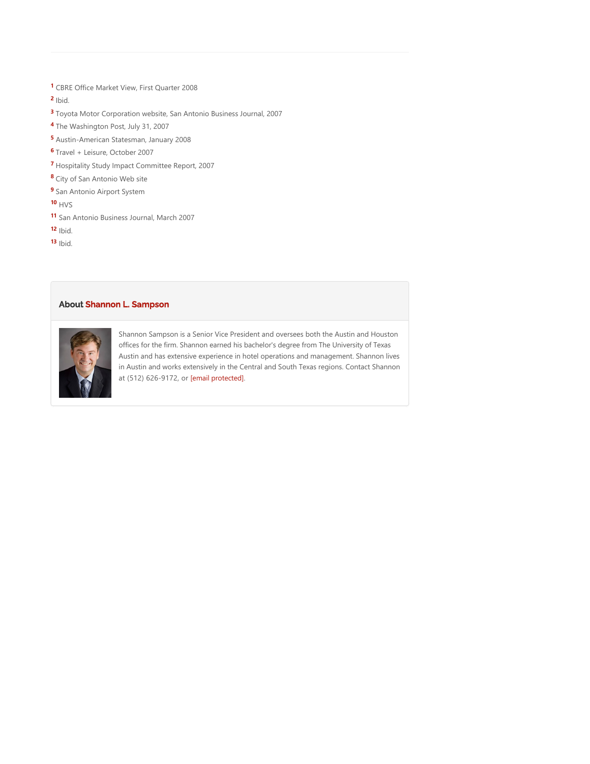[1] CBRE Office Market View, First Quarter 2008

[2] Ibid.

[3] Toyota Motor Corporation website, San Antonio Business Journal, 2007

[4] The Washington Post, July 31, 2007

[5] Austin-American Statesman, January 2008

[6] Travel + Leisure, October 2007

[7] Hospitality Study Impact Committee Report, 2007

[8] City of San Antonio Web site

[9] San Antonio Airport System

[10] HVS

[11] San Antonio Business Journal, March 2007

[12] Ibid.

[13] Ibid.

### About Shannon L. Sampson

Shannon Sampson is a Senior Vice President and oversees both the Austin and Houston offices for the firm. Shannon earned his bachelor's degree from The University of Texas Austin and has extensive experience in hotel operations and management. Shannon lives in Austin and works extensively in the Central and South Texas regions. Contact Shannon at (512) 626-9172, or [email protected].